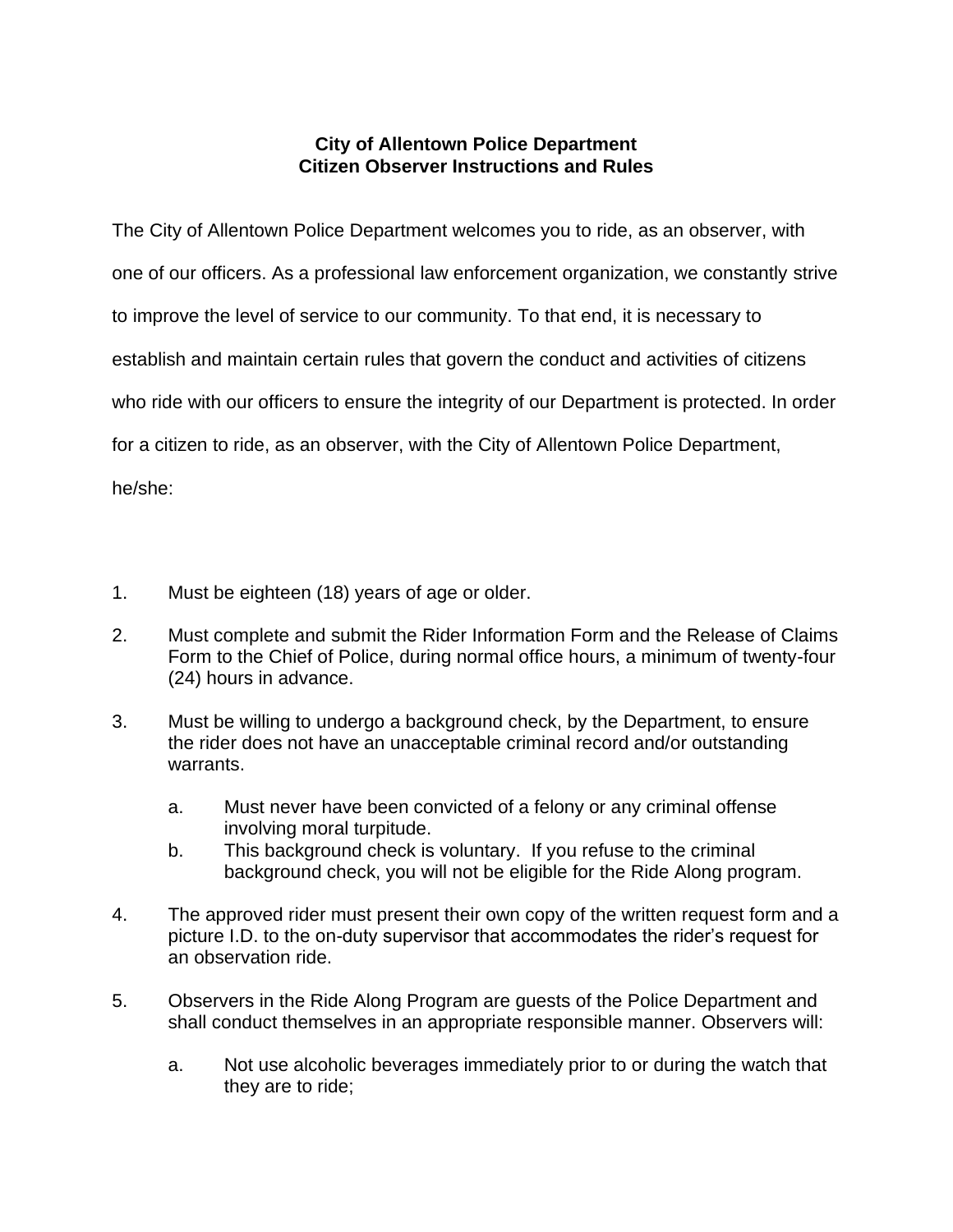# City of Allentown Police Department
## Citizen Observer Instructions and Rules

The City of Allentown Police Department welcomes you to ride, as an observer, with one of our officers. As a professional law enforcement organization, we constantly strive to improve the level of service to our community. To that end, it is necessary to establish and maintain certain rules that govern the conduct and activities of citizens who ride with our officers to ensure the integrity of our Department is protected. In order for a citizen to ride, as an observer, with the City of Allentown Police Department, he/she:

1. Must be eighteen (18) years of age or older.

2. Must complete and submit the Rider Information Form and the Release of Claims Form to the Chief of Police, during normal office hours, a minimum of twenty-four (24) hours in advance.

3. Must be willing to undergo a background check, by the Department, to ensure the rider does not have an unacceptable criminal record and/or outstanding warrants.

   a. Must never have been convicted of a felony or any criminal offense involving moral turpitude.
   
   b. This background check is voluntary. If you refuse to the criminal background check, you will not be eligible for the Ride Along program.

4. The approved rider must present their own copy of the written request form and a picture I.D. to the on-duty supervisor that accommodates the rider's request for an observation ride.

5. Observers in the Ride Along Program are guests of the Police Department and shall conduct themselves in an appropriate responsible manner. Observers will:

   a. Not use alcoholic beverages immediately prior to or during the watch that they are to ride;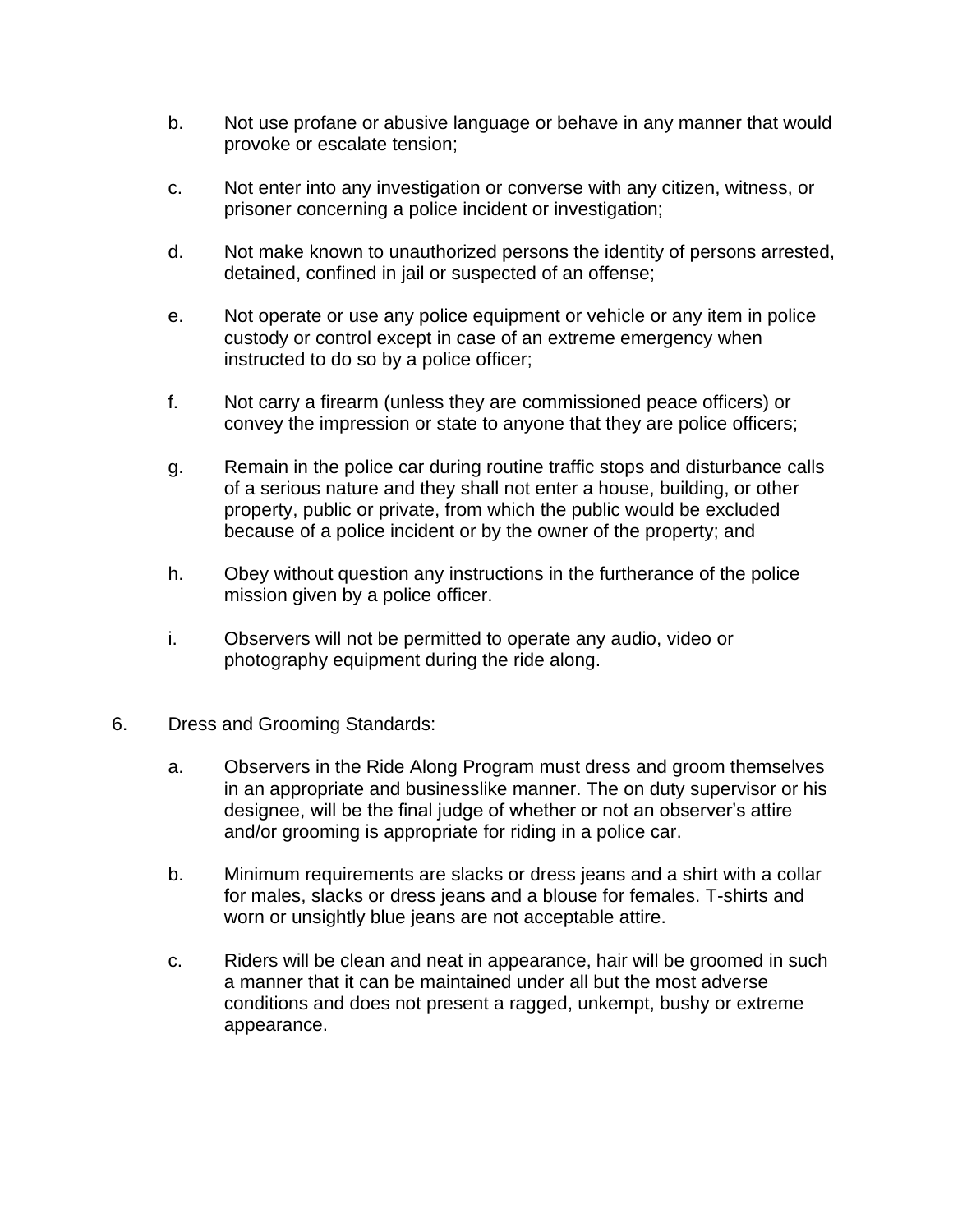b. Not use profane or abusive language or behave in any manner that would provoke or escalate tension;

c. Not enter into any investigation or converse with any citizen, witness, or prisoner concerning a police incident or investigation;

d. Not make known to unauthorized persons the identity of persons arrested, detained, confined in jail or suspected of an offense;

e. Not operate or use any police equipment or vehicle or any item in police custody or control except in case of an extreme emergency when instructed to do so by a police officer;

f. Not carry a firearm (unless they are commissioned peace officers) or convey the impression or state to anyone that they are police officers;

g. Remain in the police car during routine traffic stops and disturbance calls of a serious nature and they shall not enter a house, building, or other property, public or private, from which the public would be excluded because of a police incident or by the owner of the property; and

h. Obey without question any instructions in the furtherance of the police mission given by a police officer.

i. Observers will not be permitted to operate any audio, video or photography equipment during the ride along.

6. Dress and Grooming Standards:

   a. Observers in the Ride Along Program must dress and groom themselves in an appropriate and businesslike manner. The on duty supervisor or his designee, will be the final judge of whether or not an observer's attire and/or grooming is appropriate for riding in a police car.

   b. Minimum requirements are slacks or dress jeans and a shirt with a collar for males, slacks or dress jeans and a blouse for females. T-shirts and worn or unsightly blue jeans are not acceptable attire.

   c. Riders will be clean and neat in appearance, hair will be groomed in such a manner that it can be maintained under all but the most adverse conditions and does not present a ragged, unkempt, bushy or extreme appearance.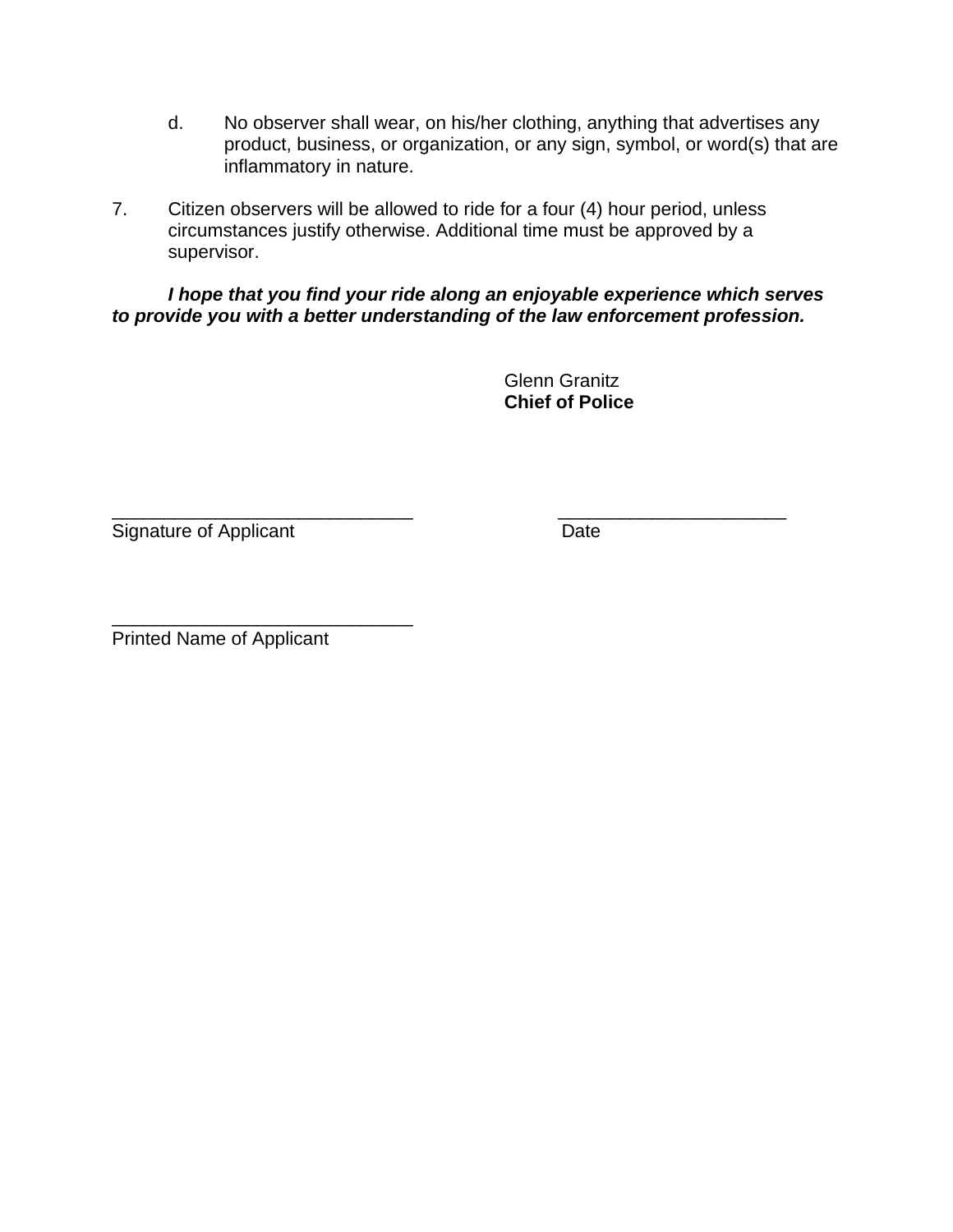d. No observer shall wear, on his/her clothing, anything that advertises any product, business, or organization, or any sign, symbol, or word(s) that are inflammatory in nature.

7. Citizen observers will be allowed to ride for a four (4) hour period, unless circumstances justify otherwise. Additional time must be approved by a supervisor.

***I hope that you find your ride along an enjoyable experience which serves to provide you with a better understanding of the law enforcement profession.***

Glenn Granitz
**Chief of Police**

_____________________________ &nbsp;&nbsp;&nbsp;&nbsp;&nbsp;&nbsp;&nbsp;&nbsp; ______________________
Signature of Applicant &nbsp;&nbsp;&nbsp;&nbsp;&nbsp;&nbsp;&nbsp;&nbsp;&nbsp;&nbsp;&nbsp;&nbsp;&nbsp;&nbsp;&nbsp;&nbsp;&nbsp;&nbsp;&nbsp;&nbsp;&nbsp;&nbsp;&nbsp;&nbsp; Date

_____________________________
Printed Name of Applicant